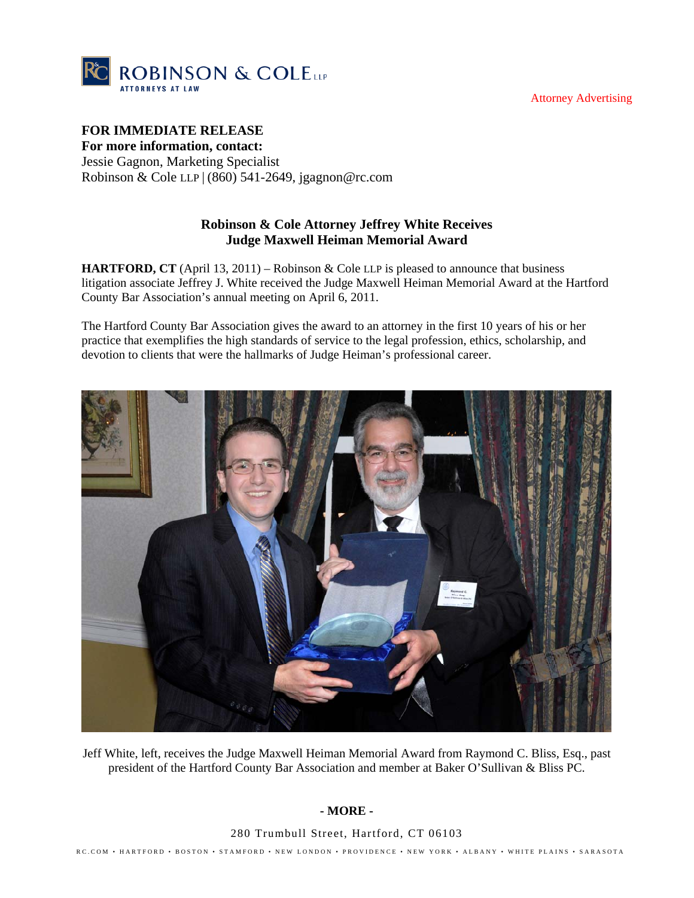ROBINSON & COLE LLP
ATTORNEYS AT LAW

Attorney Advertising

**FOR IMMEDIATE RELEASE**
**For more information, contact:**
Jessie Gagnon, Marketing Specialist
Robinson & Cole LLP | (860) 541-2649, jgagnon@rc.com

## Robinson & Cole Attorney Jeffrey White Receives Judge Maxwell Heiman Memorial Award

**HARTFORD, CT** (April 13, 2011) – Robinson & Cole LLP is pleased to announce that business litigation associate Jeffrey J. White received the Judge Maxwell Heiman Memorial Award at the Hartford County Bar Association's annual meeting on April 6, 2011.

The Hartford County Bar Association gives the award to an attorney in the first 10 years of his or her practice that exemplifies the high standards of service to the legal profession, ethics, scholarship, and devotion to clients that were the hallmarks of Judge Heiman's professional career.

Jeff White, left, receives the Judge Maxwell Heiman Memorial Award from Raymond C. Bliss, Esq., past president of the Hartford County Bar Association and member at Baker O'Sullivan & Bliss PC.

**- MORE -**

280 Trumbull Street, Hartford, CT 06103

RC.COM • HARTFORD • BOSTON • STAMFORD • NEW LONDON • PROVIDENCE • NEW YORK • ALBANY • WHITE PLAINS • SARASOTA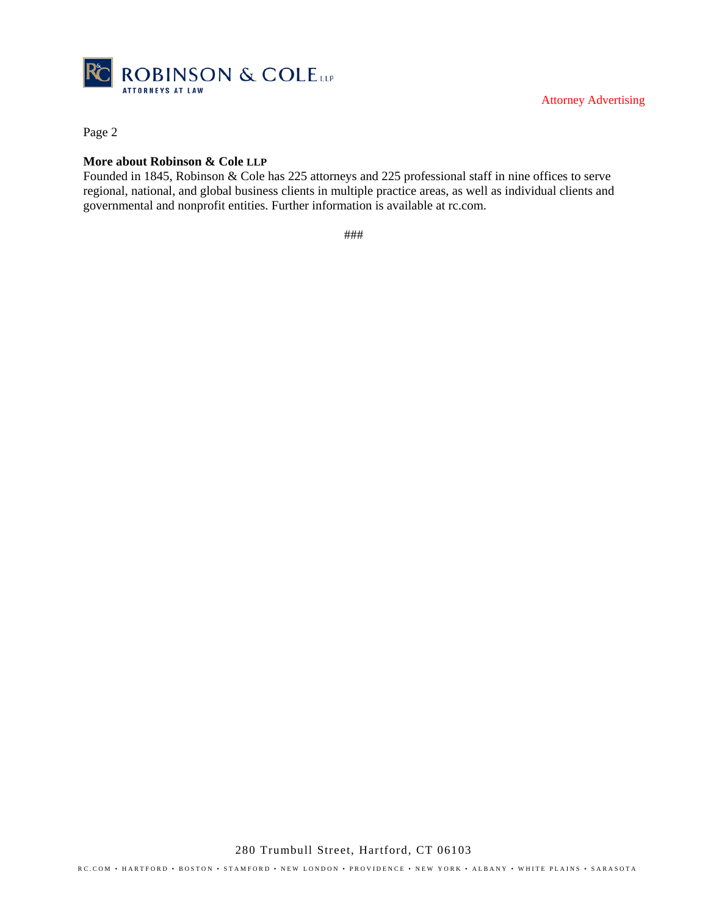Attorney Advertising

**More about Robinson & Cole LLP**

Founded in 1845, Robinson & Cole has 225 attorneys and 225 professional staff in nine offices to serve regional, national, and global business clients in multiple practice areas, as well as individual clients and governmental and nonprofit entities. Further information is available at rc.com.

###